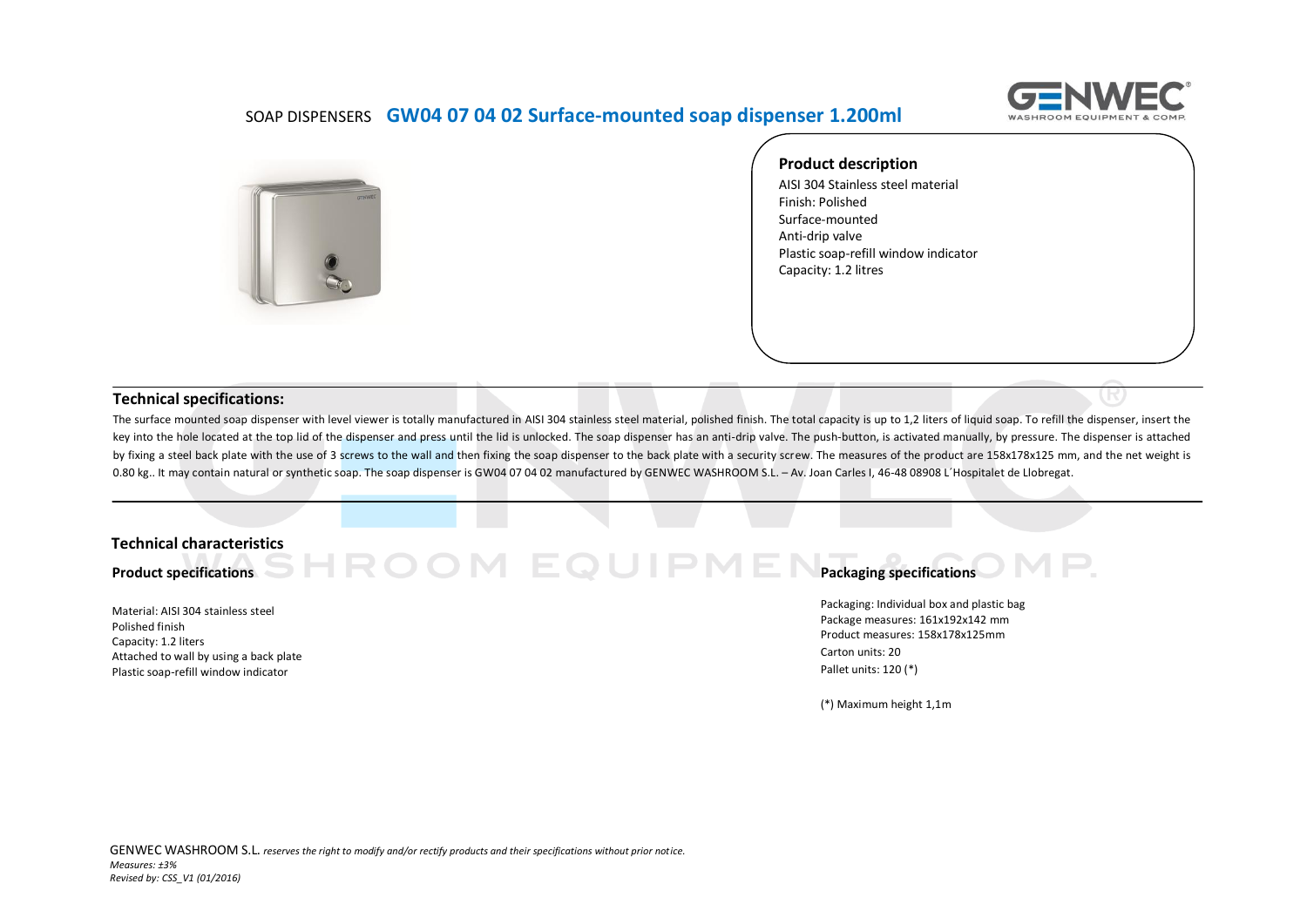SOAP DISPENSERS **GW04 07 04 02 Surface-mounted soap dispenser 1.200ml**

### Product description

AISI 304 Stainless steel material
Finish: Polished
Surface-mounted
Anti-drip valve
Plastic soap-refill window indicator
Capacity: 1.2 litres

## Technical specifications:

The surface mounted soap dispenser with level viewer is totally manufactured in AISI 304 stainless steel material, polished finish. The total capacity is up to 1,2 liters of liquid soap. To refill the dispenser, insert the key into the hole located at the top lid of the dispenser and press until the lid is unlocked. The soap dispenser has an anti-drip valve. The push-button, is activated manually, by pressure. The dispenser is attached by fixing a steel back plate with the use of 3 screws to the wall and then fixing the soap dispenser to the back plate with a security screw. The measures of the product are 158x178x125 mm, and the net weight is 0.80 kg.. It may contain natural or synthetic soap. The soap dispenser is GW04 07 04 02 manufactured by GENWEC WASHROOM S.L. – Av. Joan Carles I, 46-48 08908 L´Hospitalet de Llobregat.

## Technical characteristics

### Product specifications

Material: AISI 304 stainless steel
Polished finish
Capacity: 1.2 liters
Attached to wall by using a back plate
Plastic soap-refill window indicator

### Packaging specifications

Packaging: Individual box and plastic bag
Package measures: 161x192x142 mm
Product measures: 158x178x125mm
Carton units: 20
Pallet units: 120 (*)

(*) Maximum height 1,1m

GENWEC WASHROOM S.L. *reserves the right to modify and/or rectify products and their specifications without prior notice.*
*Measures: ±3%*
*Revised by: CSS_V1 (01/2016)*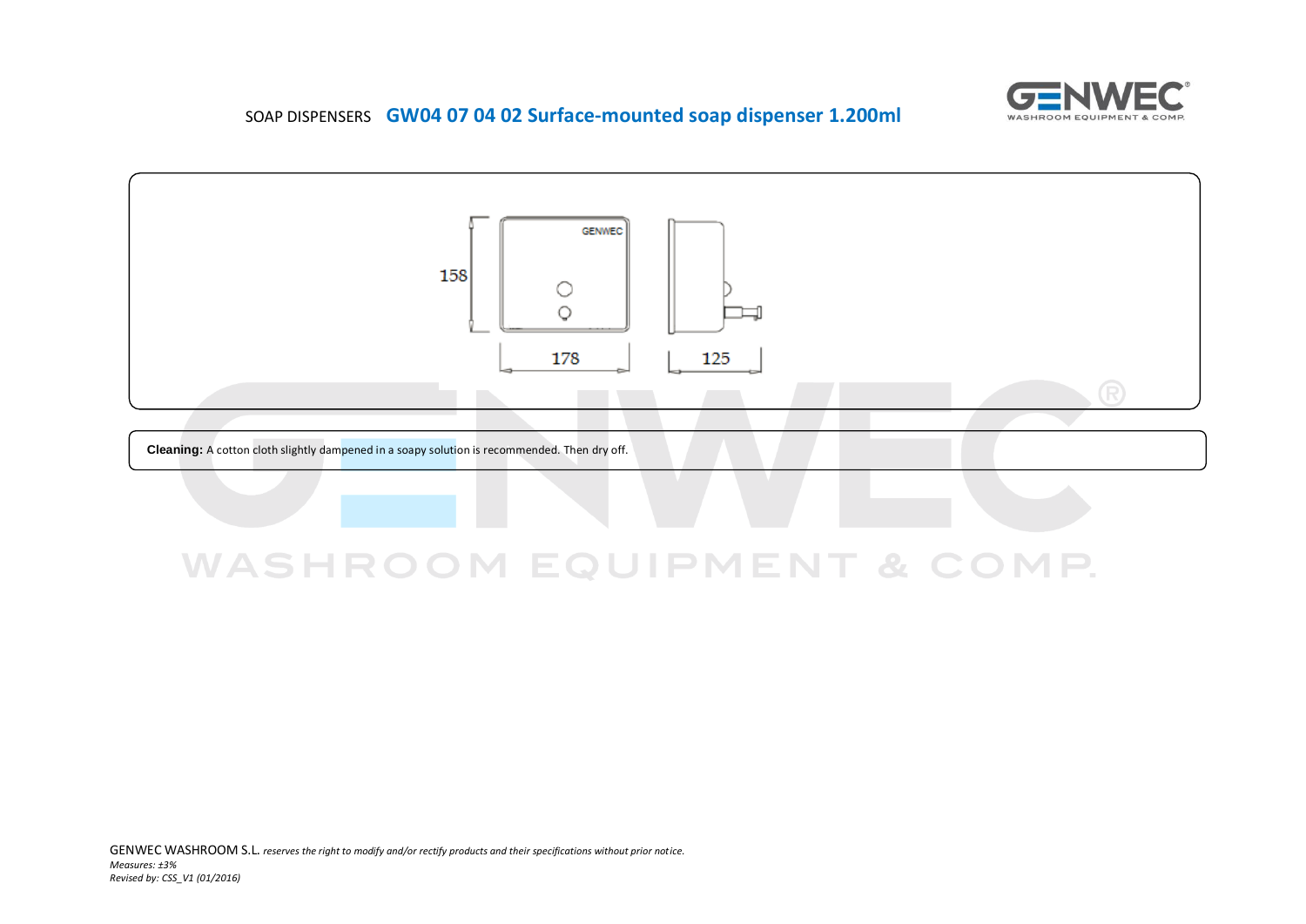SOAP DISPENSERS **GW04 07 04 02 Surface-mounted soap dispenser 1.200ml**

158

178

125

**Cleaning:** A cotton cloth slightly dampened in a soapy solution is recommended. Then dry off.

GENWEC WASHROOM S.L. *reserves the right to modify and/or rectify products and their specifications without prior notice.*

*Measures: ±3%*

*Revised by: CSS_V1 (01/2016)*